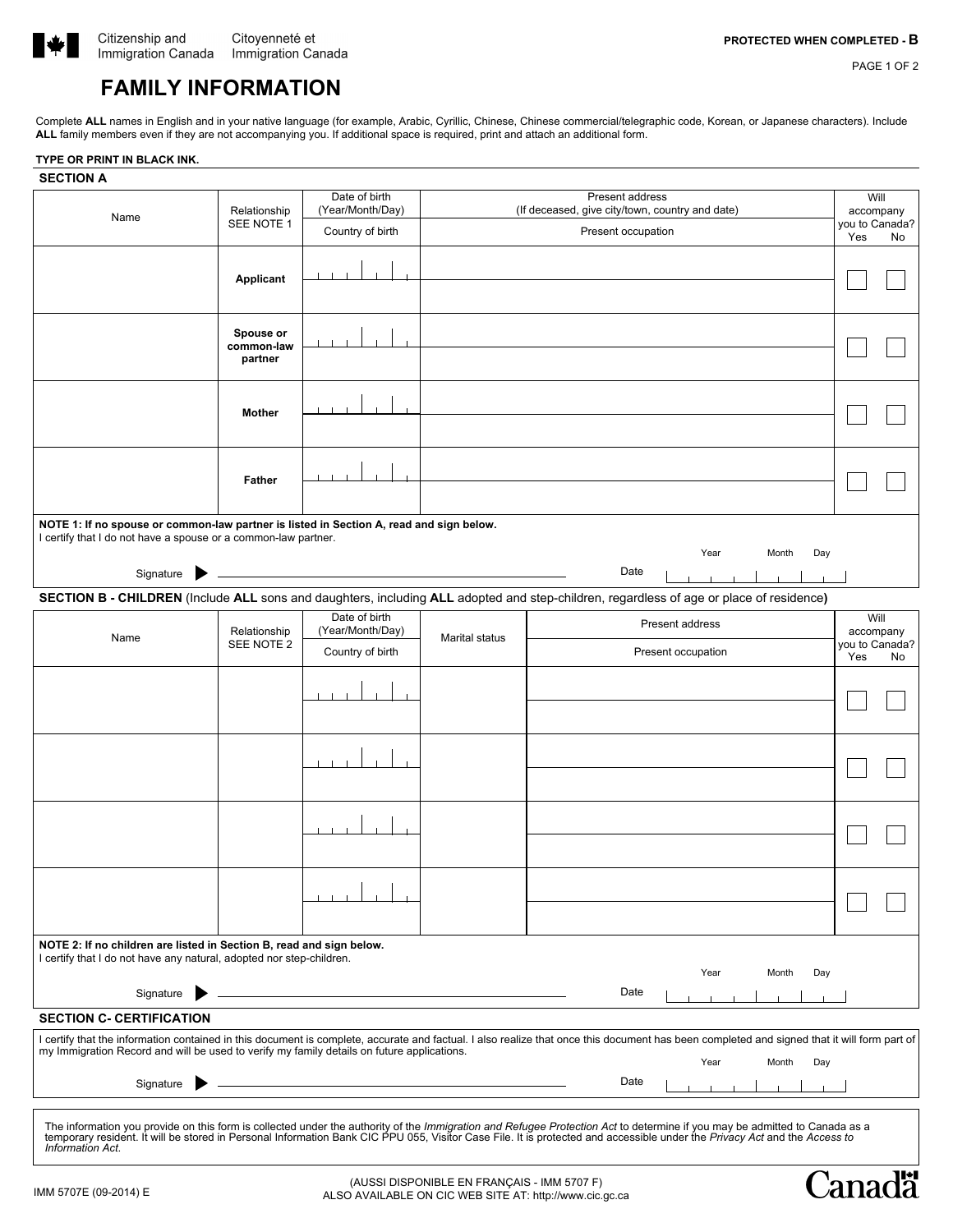Citizenship and Immigration Canada | Citoyenneté et Immigration Canada

**PROTECTED WHEN COMPLETED - B**

# FAMILY INFORMATION

Complete **ALL** names in English and in your native language (for example, Arabic, Cyrillic, Chinese, Chinese commercial/telegraphic code, Korean, or Japanese characters). Include **ALL** family members even if they are not accompanying you. If additional space is required, print and attach an additional form.

**TYPE OR PRINT IN BLACK INK.**

## SECTION A

| Name | Relationship SEE NOTE 1 | Date of birth (Year/Month/Day) / Country of birth | Present address (If deceased, give city/town, country and date) / Present occupation | Will accompany you to Canada? Yes | No |
|---|---|---|---|---|---|
| | **Applicant** | | | ☐ | ☐ |
| | **Spouse or common-law partner** | | | ☐ | ☐ |
| | **Mother** | | | ☐ | ☐ |
| | **Father** | | | ☐ | ☐ |

**NOTE 1: If no spouse or common-law partner is listed in Section A, read and sign below.**
I certify that I do not have a spouse or a common-law partner.

Signature ▶ ______________________ Date (Year Month Day)

## SECTION B - CHILDREN (Include ALL sons and daughters, including ALL adopted and step-children, regardless of age or place of residence)

| Name | Relationship SEE NOTE 2 | Date of birth (Year/Month/Day) / Country of birth | Marital status | Present address / Present occupation | Will accompany you to Canada? Yes | No |
|---|---|---|---|---|---|---|
| | | | | | ☐ | ☐ |
| | | | | | ☐ | ☐ |
| | | | | | ☐ | ☐ |
| | | | | | ☐ | ☐ |

**NOTE 2: If no children are listed in Section B, read and sign below.**
I certify that I do not have any natural, adopted nor step-children.

Signature ▶ ______________________ Date (Year Month Day)

## SECTION C- CERTIFICATION

I certify that the information contained in this document is complete, accurate and factual. I also realize that once this document has been completed and signed that it will form part of my Immigration Record and will be used to verify my family details on future applications.

Signature ▶ ______________________ Date (Year Month Day)

The information you provide on this form is collected under the authority of the *Immigration and Refugee Protection Act* to determine if you may be admitted to Canada as a temporary resident. It will be stored in Personal Information Bank CIC PPU 055, Visitor Case File. It is protected and accessible under the *Privacy Act* and the *Access to Information Act*.

IMM 5707E (09-2014) E

(AUSSI DISPONIBLE EN FRANÇAIS - IMM 5707 F)
ALSO AVAILABLE ON CIC WEB SITE AT: http://www.cic.gc.ca

Canada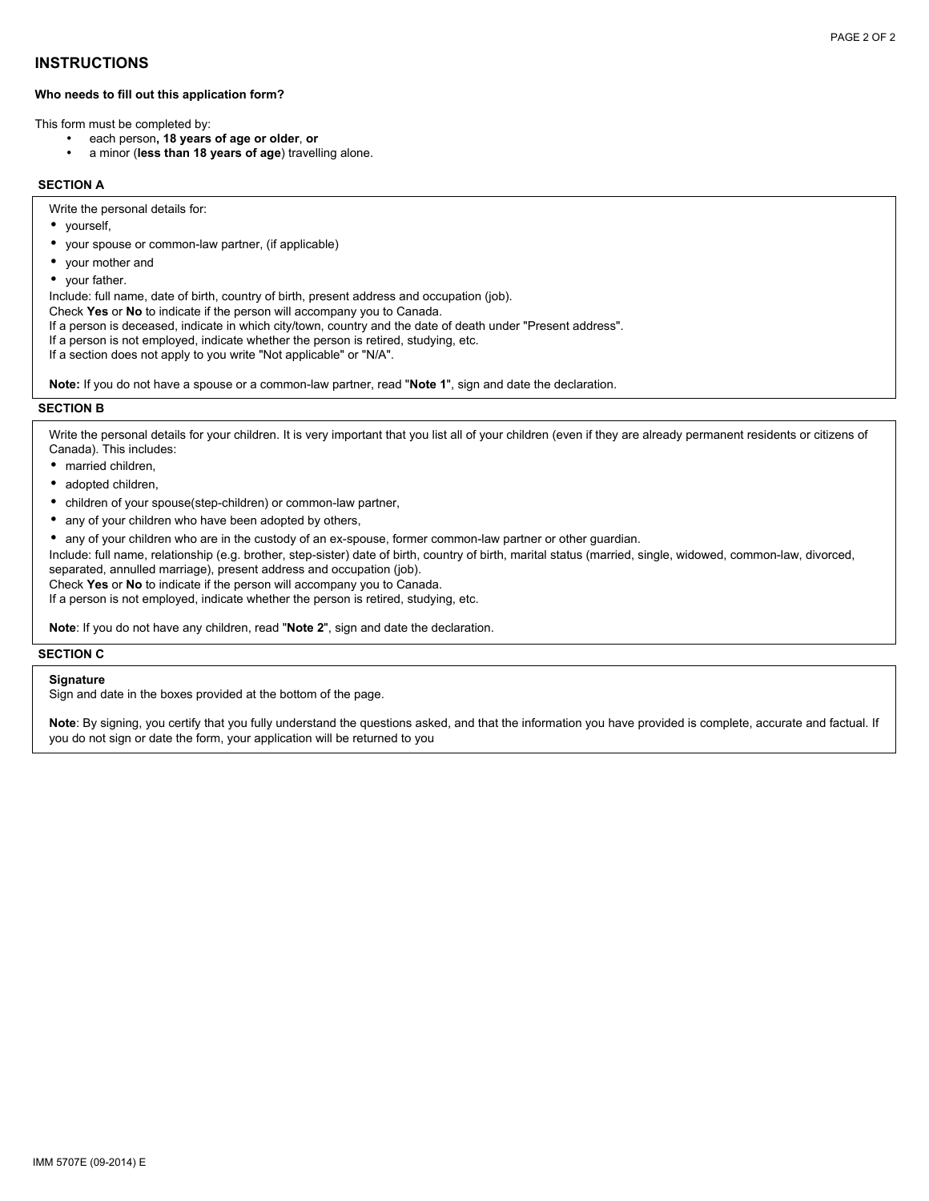## INSTRUCTIONS

**Who needs to fill out this application form?**

This form must be completed by:

- each person**, 18 years of age or older**, **or**
- a minor (**less than 18 years of age**) travelling alone.

### SECTION A

Write the personal details for:

- yourself,
- your spouse or common-law partner, (if applicable)
- your mother and
- your father.

Include: full name, date of birth, country of birth, present address and occupation (job).
Check **Yes** or **No** to indicate if the person will accompany you to Canada.
If a person is deceased, indicate in which city/town, country and the date of death under "Present address".
If a person is not employed, indicate whether the person is retired, studying, etc.
If a section does not apply to you write "Not applicable" or "N/A".

**Note:** If you do not have a spouse or a common-law partner, read "**Note 1**", sign and date the declaration.

### SECTION B

Write the personal details for your children. It is very important that you list all of your children (even if they are already permanent residents or citizens of Canada). This includes:

- married children,
- adopted children,
- children of your spouse(step-children) or common-law partner,
- any of your children who have been adopted by others,
- any of your children who are in the custody of an ex-spouse, former common-law partner or other guardian.

Include: full name, relationship (e.g. brother, step-sister) date of birth, country of birth, marital status (married, single, widowed, common-law, divorced, separated, annulled marriage), present address and occupation (job).
Check **Yes** or **No** to indicate if the person will accompany you to Canada.
If a person is not employed, indicate whether the person is retired, studying, etc.

**Note**: If you do not have any children, read "**Note 2**", sign and date the declaration.

### SECTION C

**Signature**
Sign and date in the boxes provided at the bottom of the page.

**Note**: By signing, you certify that you fully understand the questions asked, and that the information you have provided is complete, accurate and factual. If you do not sign or date the form, your application will be returned to you

IMM 5707E (09-2014) E